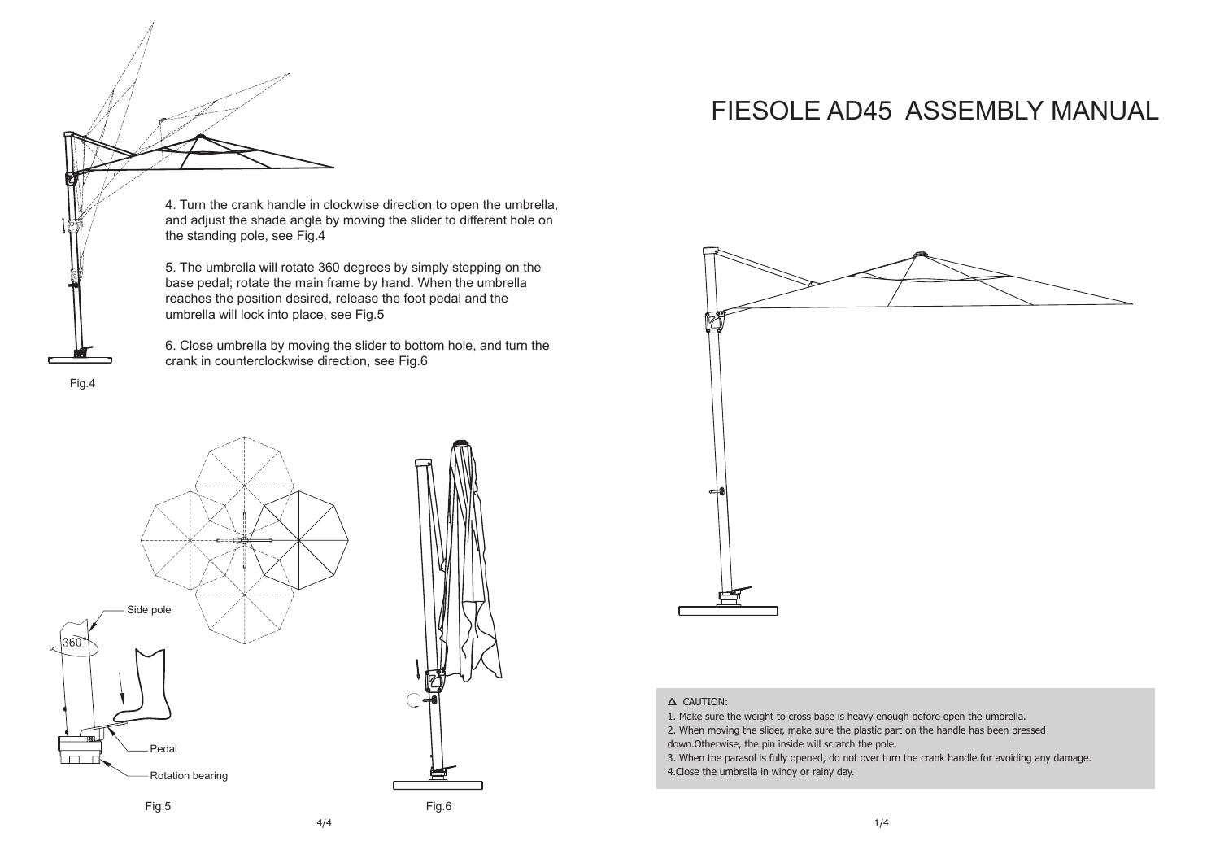# FIESOLE AD45 ASSEMBLY MANUAL

4. Turn the crank handle in clockwise direction to open the umbrella, and adjust the shade angle by moving the slider to different hole on the standing pole, see Fig.4

5. The umbrella will rotate 360 degrees by simply stepping on the base pedal; rotate the main frame by hand. When the umbrella reaches the position desired, release the foot pedal and the umbrella will lock into place, see Fig.5

6. Close umbrella by moving the slider to bottom hole, and turn the crank in counterclockwise direction, see Fig.6

Fig.4

Side pole

360°

Pedal

Rotation bearing

Fig.5

Fig.6

△ CAUTION:

1. Make sure the weight to cross base is heavy enough before open the umbrella.
2. When moving the slider, make sure the plastic part on the handle has been pressed down.Otherwise, the pin inside will scratch the pole.
3. When the parasol is fully opened, do not over turn the crank handle for avoiding any damage.
4.Close the umbrella in windy or rainy day.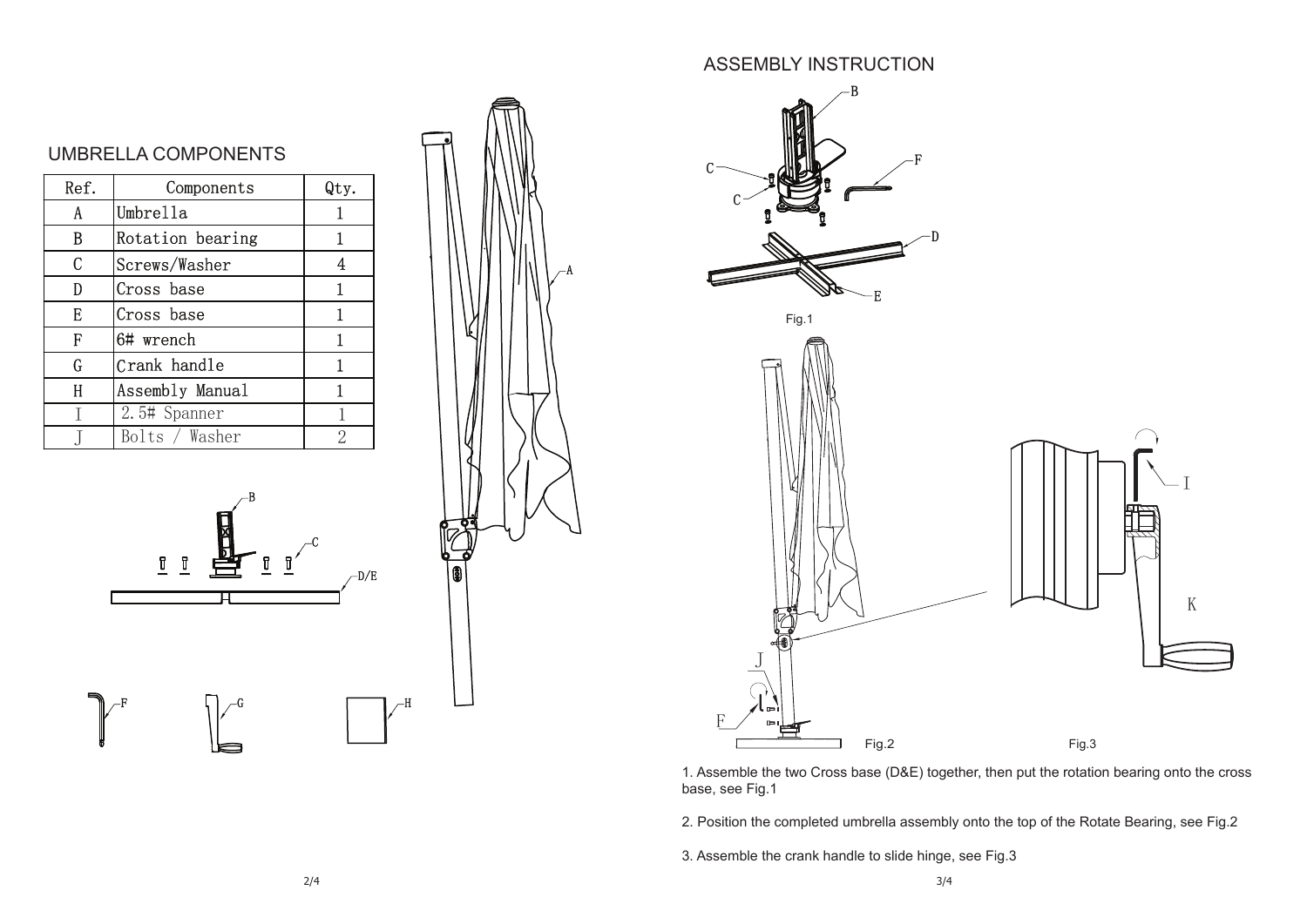## UMBRELLA COMPONENTS

| Ref. | Components | Qty. |
|---|---|---|
| A | Umbrella | 1 |
| B | Rotation bearing | 1 |
| C | Screws/Washer | 4 |
| D | Cross base | 1 |
| E | Cross base | 1 |
| F | 6# wrench | 1 |
| G | Crank handle | 1 |
| H | Assembly Manual | 1 |
| I | 2.5# Spanner | 1 |
| J | Bolts / Washer | 2 |

## ASSEMBLY INSTRUCTION

Fig.1

Fig.2

Fig.3

1. Assemble the two Cross base (D&E) together, then put the rotation bearing onto the cross base, see Fig.1

2. Position the completed umbrella assembly onto the top of the Rotate Bearing, see Fig.2

3. Assemble the crank handle to slide hinge, see Fig.3